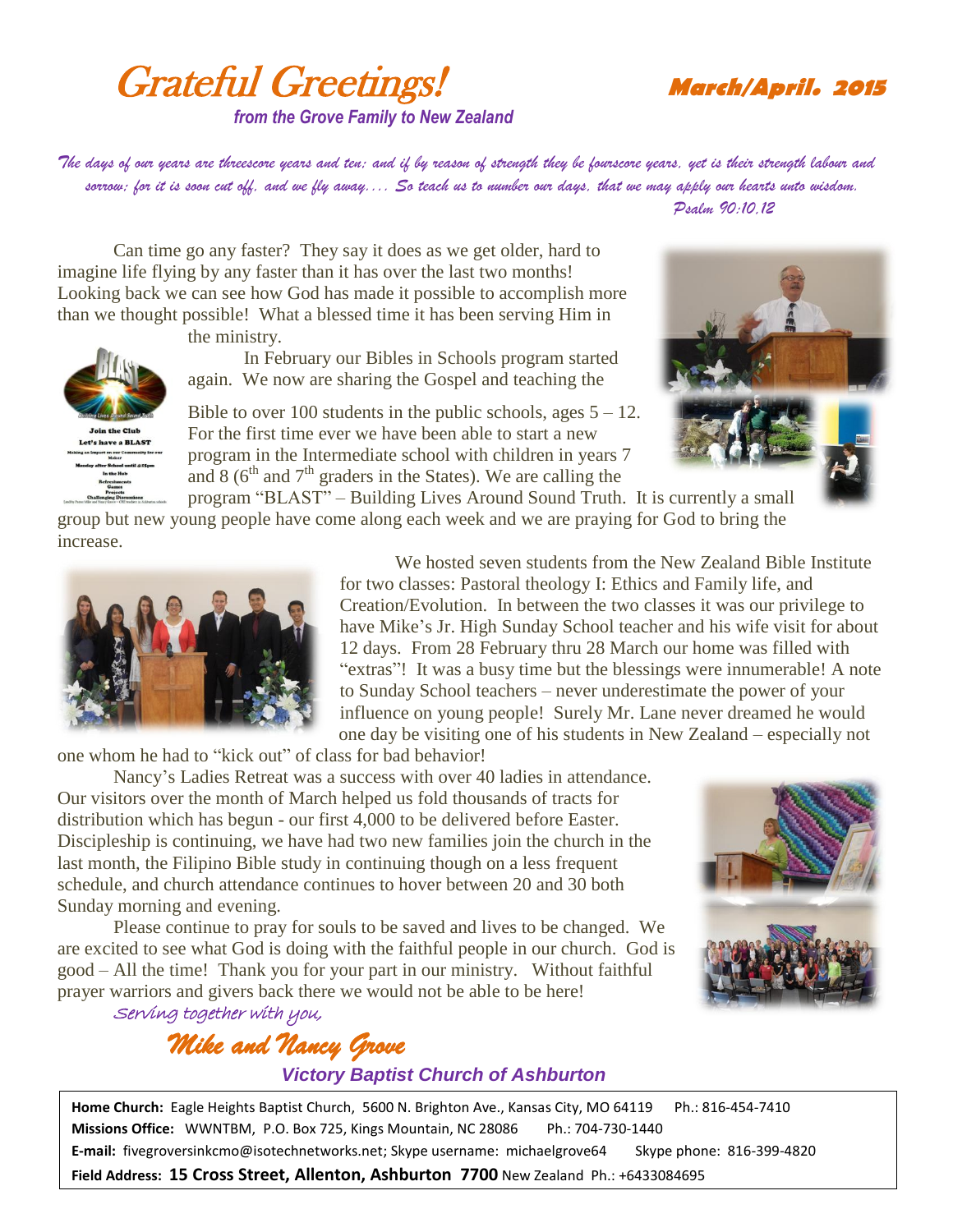# Grateful Greetings!

**March/April. 2015**

*from the Grove Family to New Zealand*

*The days of our years are threescore years and ten; and if by reason of strength they be fourscore years, yet is their strength labour and sorrow; for it is soon cut off, and we fly away.... So teach us to number our days, that we may apply our hearts unto wisdom.*
*Psalm 90:10,12*

Can time go any faster? They say it does as we get older, hard to imagine life flying by any faster than it has over the last two months! Looking back we can see how God has made it possible to accomplish more than we thought possible! What a blessed time it has been serving Him in the ministry.

In February our Bibles in Schools program started again. We now are sharing the Gospel and teaching the Bible to over 100 students in the public schools, ages 5 – 12. For the first time ever we have been able to start a new program in the Intermediate school with children in years 7 and 8 (6th and 7th graders in the States). We are calling the program "BLAST" – Building Lives Around Sound Truth. It is currently a small group but new young people have come along each week and we are praying for God to bring the increase.

We hosted seven students from the New Zealand Bible Institute for two classes: Pastoral theology I: Ethics and Family life, and Creation/Evolution. In between the two classes it was our privilege to have Mike's Jr. High Sunday School teacher and his wife visit for about 12 days. From 28 February thru 28 March our home was filled with "extras"! It was a busy time but the blessings were innumerable! A note to Sunday School teachers – never underestimate the power of your influence on young people! Surely Mr. Lane never dreamed he would one day be visiting one of his students in New Zealand – especially not one whom he had to "kick out" of class for bad behavior!

Nancy's Ladies Retreat was a success with over 40 ladies in attendance. Our visitors over the month of March helped us fold thousands of tracts for distribution which has begun - our first 4,000 to be delivered before Easter. Discipleship is continuing, we have had two new families join the church in the last month, the Filipino Bible study in continuing though on a less frequent schedule, and church attendance continues to hover between 20 and 30 both Sunday morning and evening.

Please continue to pray for souls to be saved and lives to be changed. We are excited to see what God is doing with the faithful people in our church. God is good – All the time! Thank you for your part in our ministry. Without faithful prayer warriors and givers back there we would not be able to be here!

*Serving together with you,*

***Mike and Nancy Grove***

***Victory Baptist Church of Ashburton***

**Home Church:** Eagle Heights Baptist Church, 5600 N. Brighton Ave., Kansas City, MO 64119 Ph.: 816-454-7410
**Missions Office:** WWNTBM, P.O. Box 725, Kings Mountain, NC 28086 Ph.: 704-730-1440
**E-mail:** fivegroversinkcmo@isotechnetworks.net; Skype username: michaelgrove64 Skype phone: 816-399-4820
**Field Address: 15 Cross Street, Allenton, Ashburton 7700** New Zealand Ph.: +6433084695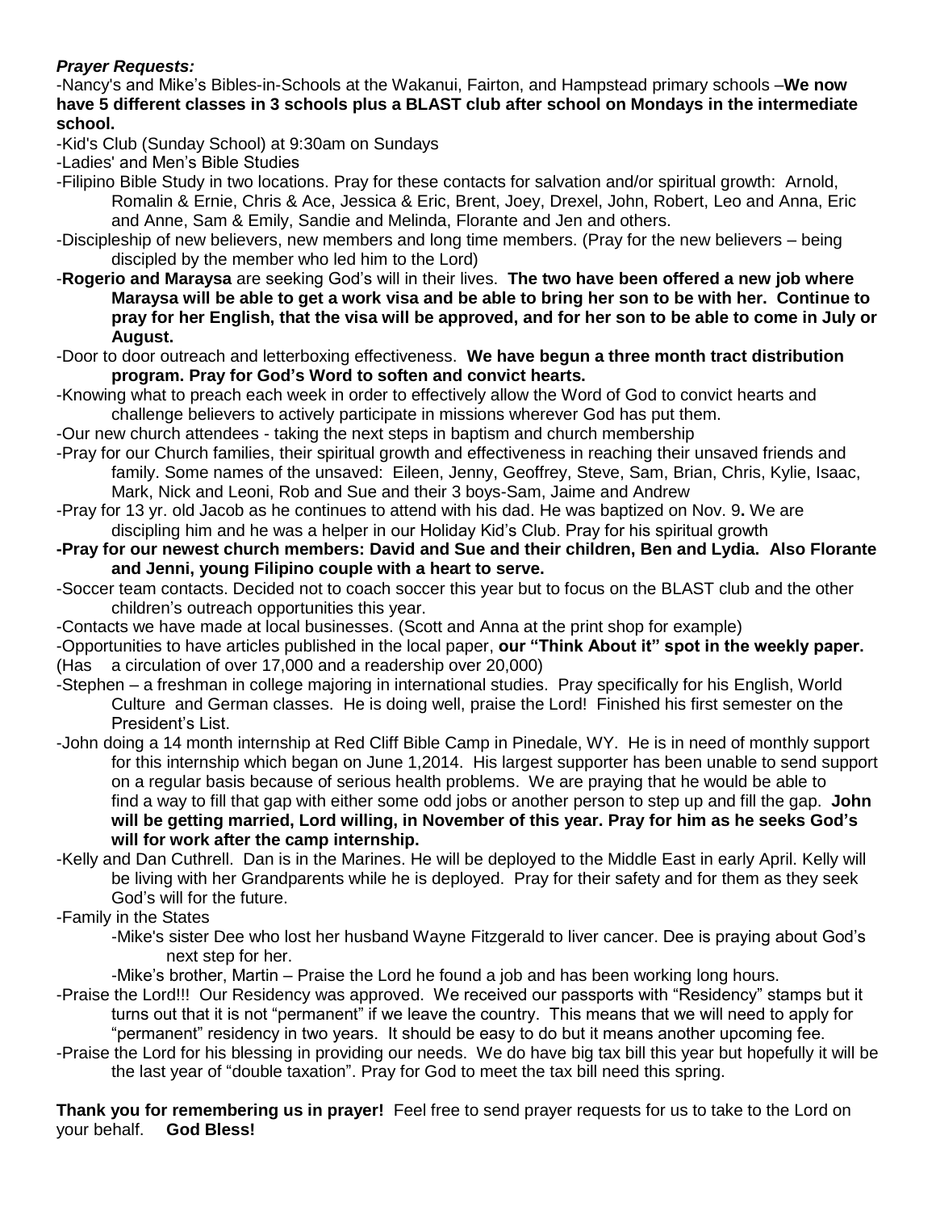***Prayer Requests:***

-Nancy's and Mike's Bibles-in-Schools at the Wakanui, Fairton, and Hampstead primary schools –**We now have 5 different classes in 3 schools plus a BLAST club after school on Mondays in the intermediate school.**

-Kid's Club (Sunday School) at 9:30am on Sundays

-Ladies' and Men's Bible Studies

-Filipino Bible Study in two locations. Pray for these contacts for salvation and/or spiritual growth: Arnold, Romalin & Ernie, Chris & Ace, Jessica & Eric, Brent, Joey, Drexel, John, Robert, Leo and Anna, Eric and Anne, Sam & Emily, Sandie and Melinda, Florante and Jen and others.

-Discipleship of new believers, new members and long time members. (Pray for the new believers – being discipled by the member who led him to the Lord)

-**Rogerio and Maraysa** are seeking God's will in their lives. **The two have been offered a new job where Maraysa will be able to get a work visa and be able to bring her son to be with her. Continue to pray for her English, that the visa will be approved, and for her son to be able to come in July or August.**

-Door to door outreach and letterboxing effectiveness. **We have begun a three month tract distribution program. Pray for God's Word to soften and convict hearts.**

-Knowing what to preach each week in order to effectively allow the Word of God to convict hearts and challenge believers to actively participate in missions wherever God has put them.

-Our new church attendees - taking the next steps in baptism and church membership

-Pray for our Church families, their spiritual growth and effectiveness in reaching their unsaved friends and family. Some names of the unsaved: Eileen, Jenny, Geoffrey, Steve, Sam, Brian, Chris, Kylie, Isaac, Mark, Nick and Leoni, Rob and Sue and their 3 boys-Sam, Jaime and Andrew

-Pray for 13 yr. old Jacob as he continues to attend with his dad. He was baptized on Nov. 9**.** We are discipling him and he was a helper in our Holiday Kid's Club. Pray for his spiritual growth

**-Pray for our newest church members: David and Sue and their children, Ben and Lydia. Also Florante and Jenni, young Filipino couple with a heart to serve.**

-Soccer team contacts. Decided not to coach soccer this year but to focus on the BLAST club and the other children's outreach opportunities this year.

-Contacts we have made at local businesses. (Scott and Anna at the print shop for example)

-Opportunities to have articles published in the local paper, **our "Think About it" spot in the weekly paper.** (Has a circulation of over 17,000 and a readership over 20,000)

-Stephen – a freshman in college majoring in international studies. Pray specifically for his English, World Culture and German classes. He is doing well, praise the Lord! Finished his first semester on the President's List.

-John doing a 14 month internship at Red Cliff Bible Camp in Pinedale, WY. He is in need of monthly support for this internship which began on June 1,2014. His largest supporter has been unable to send support on a regular basis because of serious health problems. We are praying that he would be able to find a way to fill that gap with either some odd jobs or another person to step up and fill the gap. **John will be getting married, Lord willing, in November of this year. Pray for him as he seeks God's will for work after the camp internship.**

-Kelly and Dan Cuthrell. Dan is in the Marines. He will be deployed to the Middle East in early April. Kelly will be living with her Grandparents while he is deployed. Pray for their safety and for them as they seek God's will for the future.

-Family in the States

-Mike's sister Dee who lost her husband Wayne Fitzgerald to liver cancer. Dee is praying about God's next step for her.

-Mike's brother, Martin – Praise the Lord he found a job and has been working long hours.

-Praise the Lord!!! Our Residency was approved. We received our passports with "Residency" stamps but it turns out that it is not "permanent" if we leave the country. This means that we will need to apply for "permanent" residency in two years. It should be easy to do but it means another upcoming fee.

-Praise the Lord for his blessing in providing our needs. We do have big tax bill this year but hopefully it will be the last year of "double taxation". Pray for God to meet the tax bill need this spring.

**Thank you for remembering us in prayer!** Feel free to send prayer requests for us to take to the Lord on your behalf. **God Bless!**